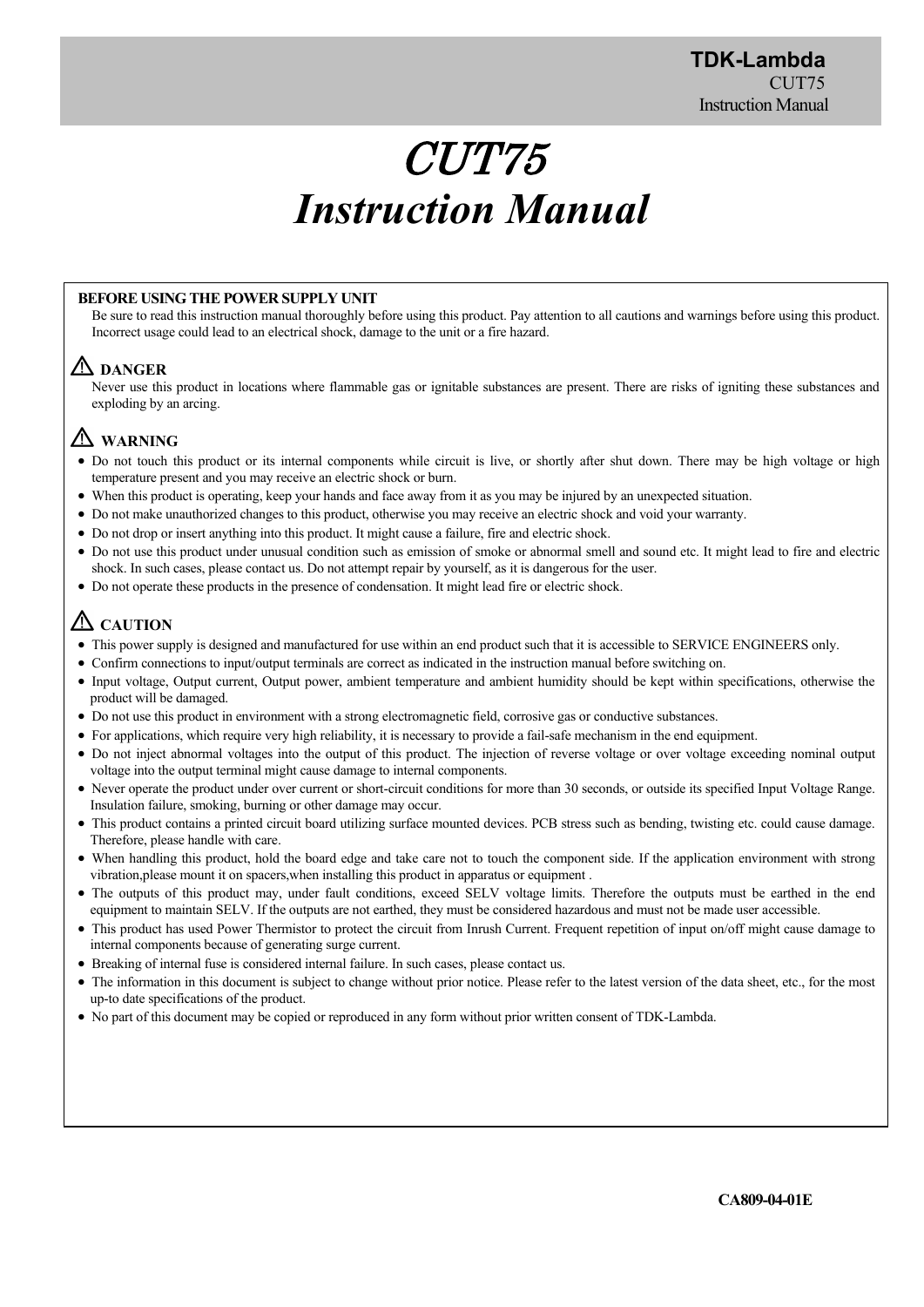// CUT75 Instruction Manual

# CUT75
# *Instruction Manual*

**BEFORE USING THE POWER SUPPLY UNIT**

Be sure to read this instruction manual thoroughly before using this product. Pay attention to all cautions and warnings before using this product. Incorrect usage could lead to an electrical shock, damage to the unit or a fire hazard.

### ⚠ DANGER

Never use this product in locations where flammable gas or ignitable substances are present. There are risks of igniting these substances and exploding by an arcing.

### ⚠ WARNING

- Do not touch this product or its internal components while circuit is live, or shortly after shut down. There may be high voltage or high temperature present and you may receive an electric shock or burn.
- When this product is operating, keep your hands and face away from it as you may be injured by an unexpected situation.
- Do not make unauthorized changes to this product, otherwise you may receive an electric shock and void your warranty.
- Do not drop or insert anything into this product. It might cause a failure, fire and electric shock.
- Do not use this product under unusual condition such as emission of smoke or abnormal smell and sound etc. It might lead to fire and electric shock. In such cases, please contact us. Do not attempt repair by yourself, as it is dangerous for the user.
- Do not operate these products in the presence of condensation. It might lead fire or electric shock.

### ⚠ CAUTION

- This power supply is designed and manufactured for use within an end product such that it is accessible to SERVICE ENGINEERS only.
- Confirm connections to input/output terminals are correct as indicated in the instruction manual before switching on.
- Input voltage, Output current, Output power, ambient temperature and ambient humidity should be kept within specifications, otherwise the product will be damaged.
- Do not use this product in environment with a strong electromagnetic field, corrosive gas or conductive substances.
- For applications, which require very high reliability, it is necessary to provide a fail-safe mechanism in the end equipment.
- Do not inject abnormal voltages into the output of this product. The injection of reverse voltage or over voltage exceeding nominal output voltage into the output terminal might cause damage to internal components.
- Never operate the product under over current or short-circuit conditions for more than 30 seconds, or outside its specified Input Voltage Range. Insulation failure, smoking, burning or other damage may occur.
- This product contains a printed circuit board utilizing surface mounted devices. PCB stress such as bending, twisting etc. could cause damage. Therefore, please handle with care.
- When handling this product, hold the board edge and take care not to touch the component side. If the application environment with strong vibration,please mount it on spacers,when installing this product in apparatus or equipment .
- The outputs of this product may, under fault conditions, exceed SELV voltage limits. Therefore the outputs must be earthed in the end equipment to maintain SELV. If the outputs are not earthed, they must be considered hazardous and must not be made user accessible.
- This product has used Power Thermistor to protect the circuit from Inrush Current. Frequent repetition of input on/off might cause damage to internal components because of generating surge current.
- Breaking of internal fuse is considered internal failure. In such cases, please contact us.
- The information in this document is subject to change without prior notice. Please refer to the latest version of the data sheet, etc., for the most up-to date specifications of the product.
- No part of this document may be copied or reproduced in any form without prior written consent of TDK-Lambda.

**CA809-04-01E**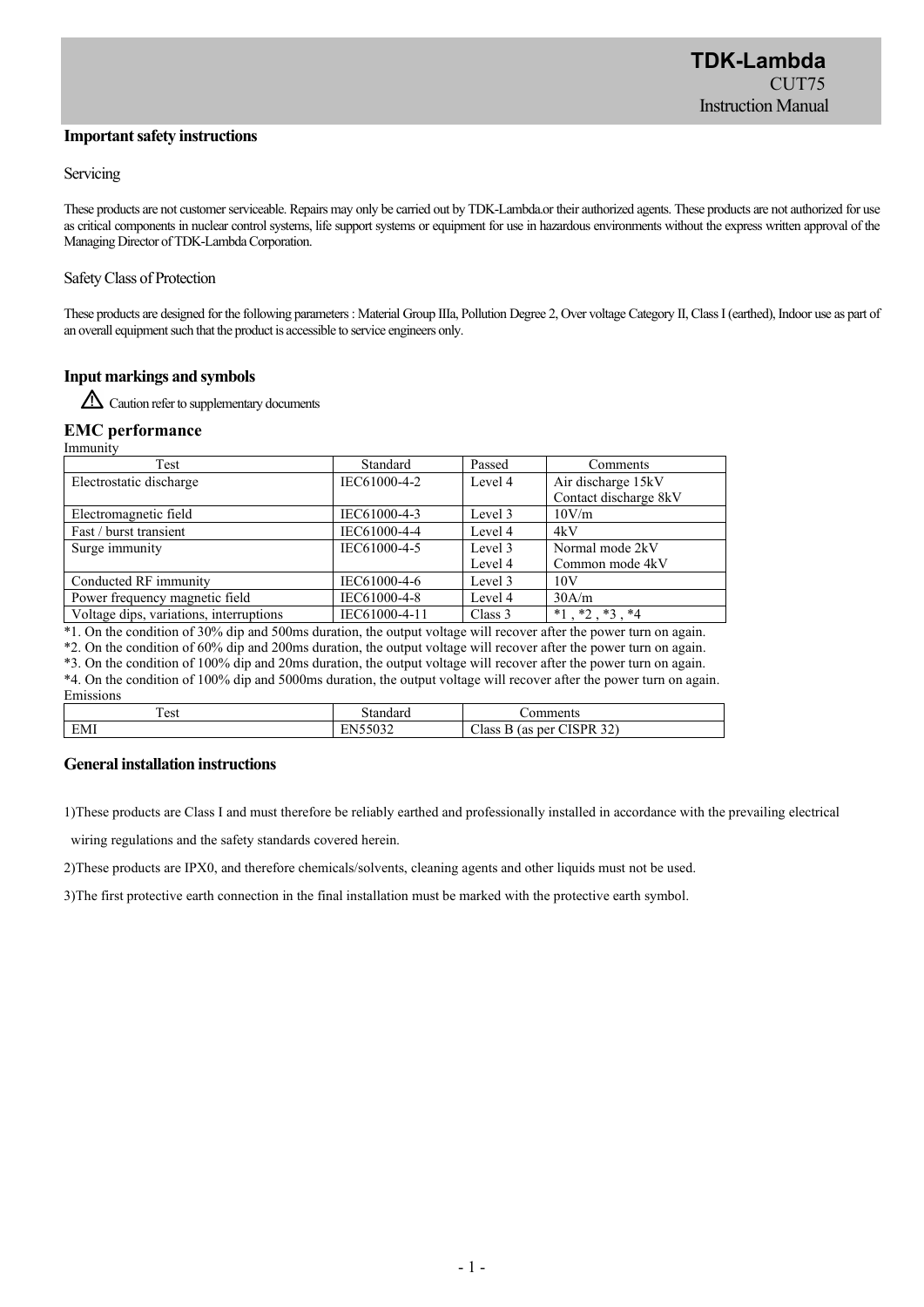## Important safety instructions

### Servicing

These products are not customer serviceable. Repairs may only be carried out by TDK-Lambda.or their authorized agents. These products are not authorized for use as critical components in nuclear control systems, life support systems or equipment for use in hazardous environments without the express written approval of the Managing Director of TDK-Lambda Corporation.

### Safety Class of Protection

These products are designed for the following parameters : Material Group IIIa, Pollution Degree 2, Over voltage Category II, Class I (earthed), Indoor use as part of an overall equipment such that the product is accessible to service engineers only.

## Input markings and symbols

⚠ Caution refer to supplementary documents

## EMC performance

Immunity

| Test | Standard | Passed | Comments |
|---|---|---|---|
| Electrostatic discharge | IEC61000-4-2 | Level 4 | Air discharge 15kV<br>Contact discharge 8kV |
| Electromagnetic field | IEC61000-4-3 | Level 3 | 10V/m |
| Fast / burst transient | IEC61000-4-4 | Level 4 | 4kV |
| Surge immunity | IEC61000-4-5 | Level 3<br>Level 4 | Normal mode 2kV<br>Common mode 4kV |
| Conducted RF immunity | IEC61000-4-6 | Level 3 | 10V |
| Power frequency magnetic field | IEC61000-4-8 | Level 4 | 30A/m |
| Voltage dips, variations, interruptions | IEC61000-4-11 | Class 3 | *1 , *2 , *3 , *4 |

*1. On the condition of 30% dip and 500ms duration, the output voltage will recover after the power turn on again.
*2. On the condition of 60% dip and 200ms duration, the output voltage will recover after the power turn on again.
*3. On the condition of 100% dip and 20ms duration, the output voltage will recover after the power turn on again.
*4. On the condition of 100% dip and 5000ms duration, the output voltage will recover after the power turn on again.

Emissions

| Test | Standard | Comments |
|---|---|---|
| EMI | EN55032 | Class B (as per CISPR 32) |

## General installation instructions

1)These products are Class I and must therefore be reliably earthed and professionally installed in accordance with the prevailing electrical wiring regulations and the safety standards covered herein.

2)These products are IPX0, and therefore chemicals/solvents, cleaning agents and other liquids must not be used.

3)The first protective earth connection in the final installation must be marked with the protective earth symbol.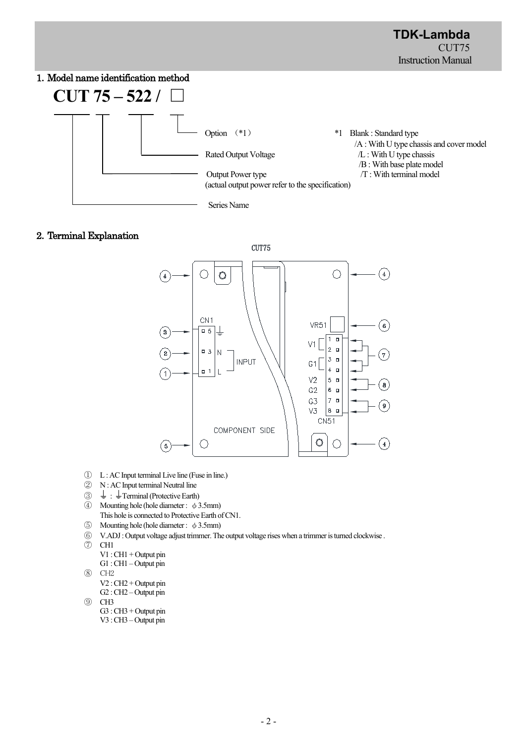## 1. Model name identification method

**CUT 75 – 522 / □**

- Option (*1)
- Rated Output Voltage
- Output Power type (actual output power refer to the specification)
- Series Name

*1 Blank : Standard type
/A : With U type chassis and cover model
/L : With U type chassis
/B : With base plate model
/T : With terminal model

## 2. Terminal Explanation

CUT75

CN1 VR51 V1 G1 V2 G2 G3 V3 CN51 INPUT COMPONENT SIDE

① L : AC Input terminal Live line (Fuse in line.)
② N : AC Input terminal Neutral line
③ ⏚ : ⏚ Terminal (Protective Earth)
④ Mounting hole (hole diameter : φ 3.5mm)
This hole is connected to Protective Earth of CN1.
⑤ Mounting hole (hole diameter : φ 3.5mm)
⑥ V.ADJ : Output voltage adjust trimmer. The output voltage rises when a trimmer is turned clockwise .
⑦ CH1
V1 : CH1 + Output pin
G1 : CH1 – Output pin
⑧ CH2
V2 : CH2 + Output pin
G2 : CH2 – Output pin
⑨ CH3
G3 : CH3 + Output pin
V3 : CH3 – Output pin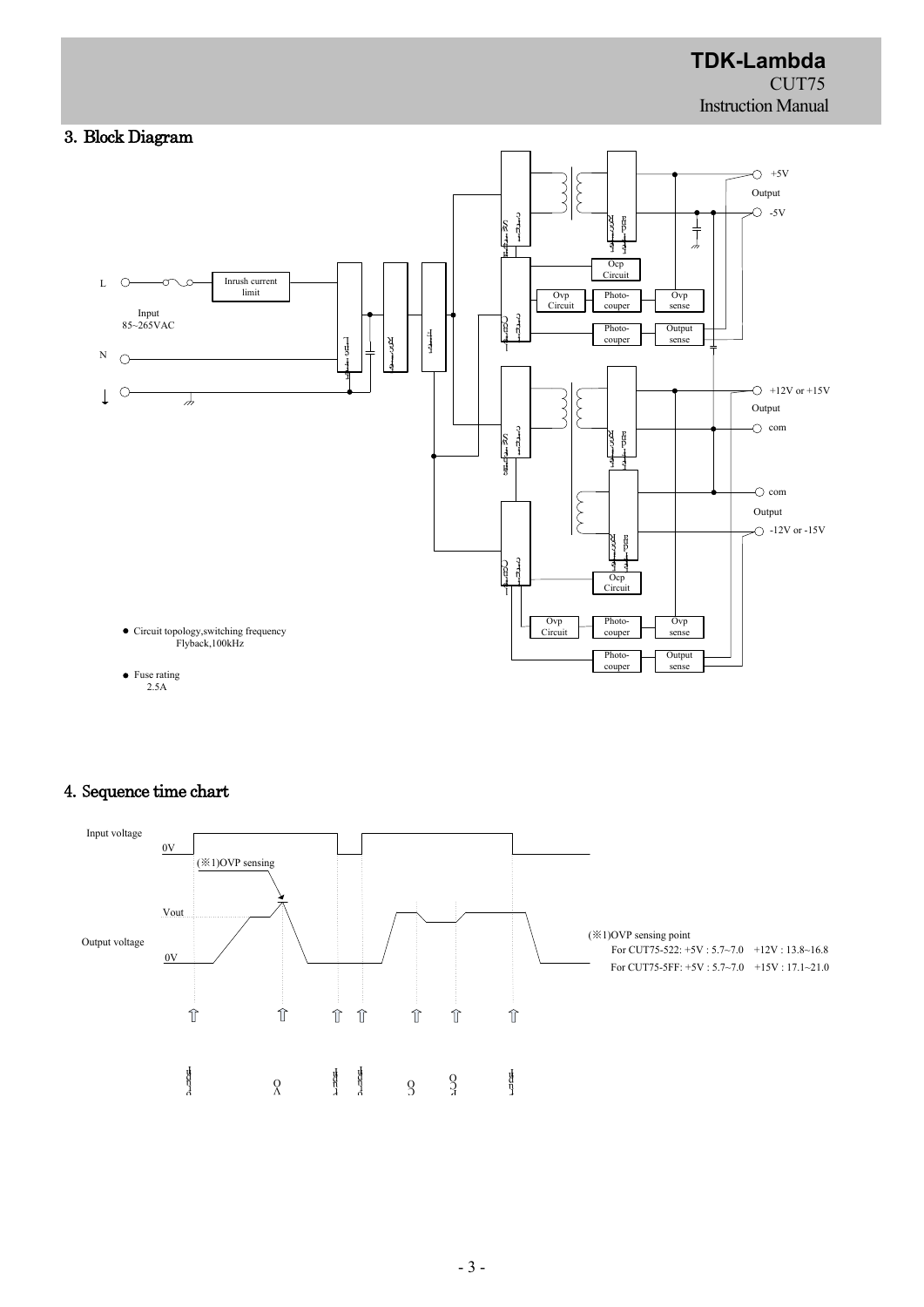## 3. Block Diagram

L

Input
85~265VAC

N

Inrush current limit

Ocp Circuit

Ovp Circuit

Photo-coupler

Ovp sense

Photo-coupler

Output sense

+5V

Output

-5V

+12V or +15V

Output

com

com

Output

-12V or -15V

Ocp Circuit

Ovp Circuit

Photo-coupler

Ovp sense

Photo-coupler

Output sense

- Circuit topology,switching frequency
  Flyback,100kHz
- Fuse rating
  2.5A

## 4. Sequence time chart

Input voltage

0V

(※1)OVP sensing

Vout

Output voltage

0V

(※1)OVP sensing point

For CUT75-522: +5V : 5.7~7.0 +12V : 13.8~16.8

For CUT75-5FF: +5V : 5.7~7.0 +15V : 17.1~21.0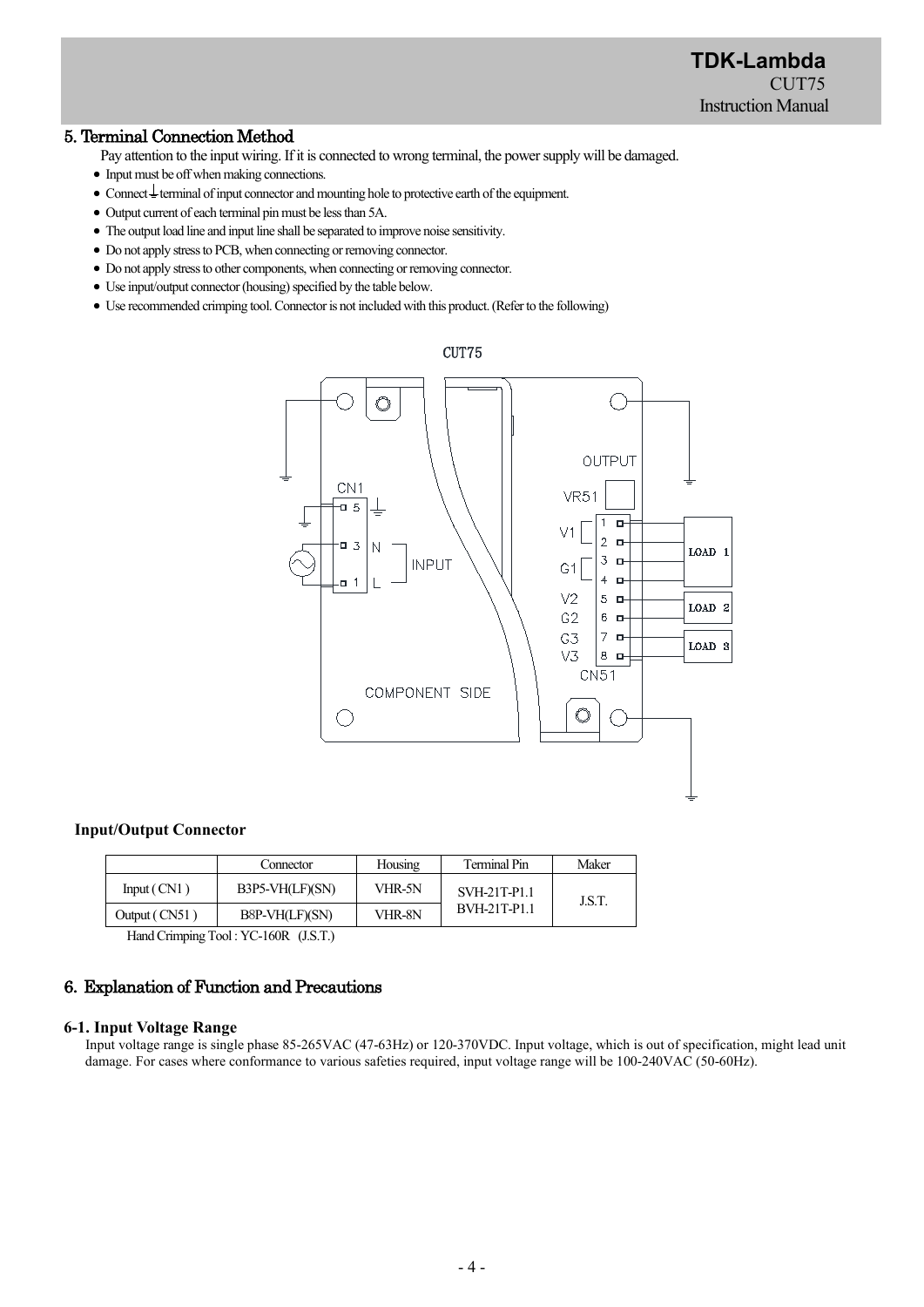## 5. Terminal Connection Method

Pay attention to the input wiring. If it is connected to wrong terminal, the power supply will be damaged.

- Input must be off when making connections.
- Connect ⏚ terminal of input connector and mounting hole to protective earth of the equipment.
- Output current of each terminal pin must be less than 5A.
- The output load line and input line shall be separated to improve noise sensitivity.
- Do not apply stress to PCB, when connecting or removing connector.
- Do not apply stress to other components, when connecting or removing connector.
- Use input/output connector (housing) specified by the table below.
- Use recommended crimping tool. Connector is not included with this product. (Refer to the following)

### Input/Output Connector

| | Connector | Housing | Terminal Pin | Maker |
|---|---|---|---|---|
| Input ( CN1 ) | B3P5-VH(LF)(SN) | VHR-5N | SVH-21T-P1.1<br>BVH-21T-P1.1 | J.S.T. |
| Output ( CN51 ) | B8P-VH(LF)(SN) | VHR-8N | | |

Hand Crimping Tool : YC-160R (J.S.T.)

## 6. Explanation of Function and Precautions

### 6-1. Input Voltage Range

Input voltage range is single phase 85-265VAC (47-63Hz) or 120-370VDC. Input voltage, which is out of specification, might lead unit damage. For cases where conformance to various safeties required, input voltage range will be 100-240VAC (50-60Hz).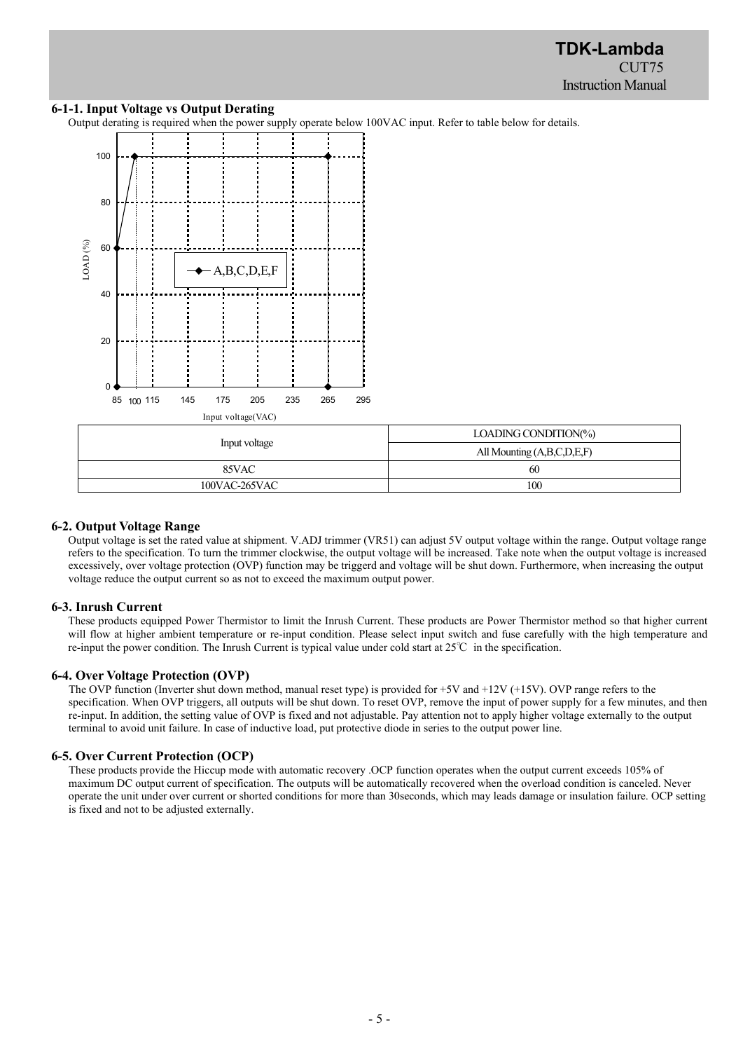### 6-1-1. Input Voltage vs Output Derating

Output derating is required when the power supply operate below 100VAC input. Refer to table below for details.

| Input voltage | LOADING CONDITION(%) |
|---|---|
| | All Mounting (A,B,C,D,E,F) |
| 85VAC | 60 |
| 100VAC-265VAC | 100 |

### 6-2. Output Voltage Range

Output voltage is set the rated value at shipment. V.ADJ trimmer (VR51) can adjust 5V output voltage within the range. Output voltage range refers to the specification. To turn the trimmer clockwise, the output voltage will be increased. Take note when the output voltage is increased excessively, over voltage protection (OVP) function may be triggerd and voltage will be shut down. Furthermore, when increasing the output voltage reduce the output current so as not to exceed the maximum output power.

### 6-3. Inrush Current

These products equipped Power Thermistor to limit the Inrush Current. These products are Power Thermistor method so that higher current will flow at higher ambient temperature or re-input condition. Please select input switch and fuse carefully with the high temperature and re-input the power condition. The Inrush Current is typical value under cold start at 25℃ in the specification.

### 6-4. Over Voltage Protection (OVP)

The OVP function (Inverter shut down method, manual reset type) is provided for +5V and +12V (+15V). OVP range refers to the specification. When OVP triggers, all outputs will be shut down. To reset OVP, remove the input of power supply for a few minutes, and then re-input. In addition, the setting value of OVP is fixed and not adjustable. Pay attention not to apply higher voltage externally to the output terminal to avoid unit failure. In case of inductive load, put protective diode in series to the output power line.

### 6-5. Over Current Protection (OCP)

These products provide the Hiccup mode with automatic recovery .OCP function operates when the output current exceeds 105% of maximum DC output current of specification. The outputs will be automatically recovered when the overload condition is canceled. Never operate the unit under over current or shorted conditions for more than 30seconds, which may leads damage or insulation failure. OCP setting is fixed and not to be adjusted externally.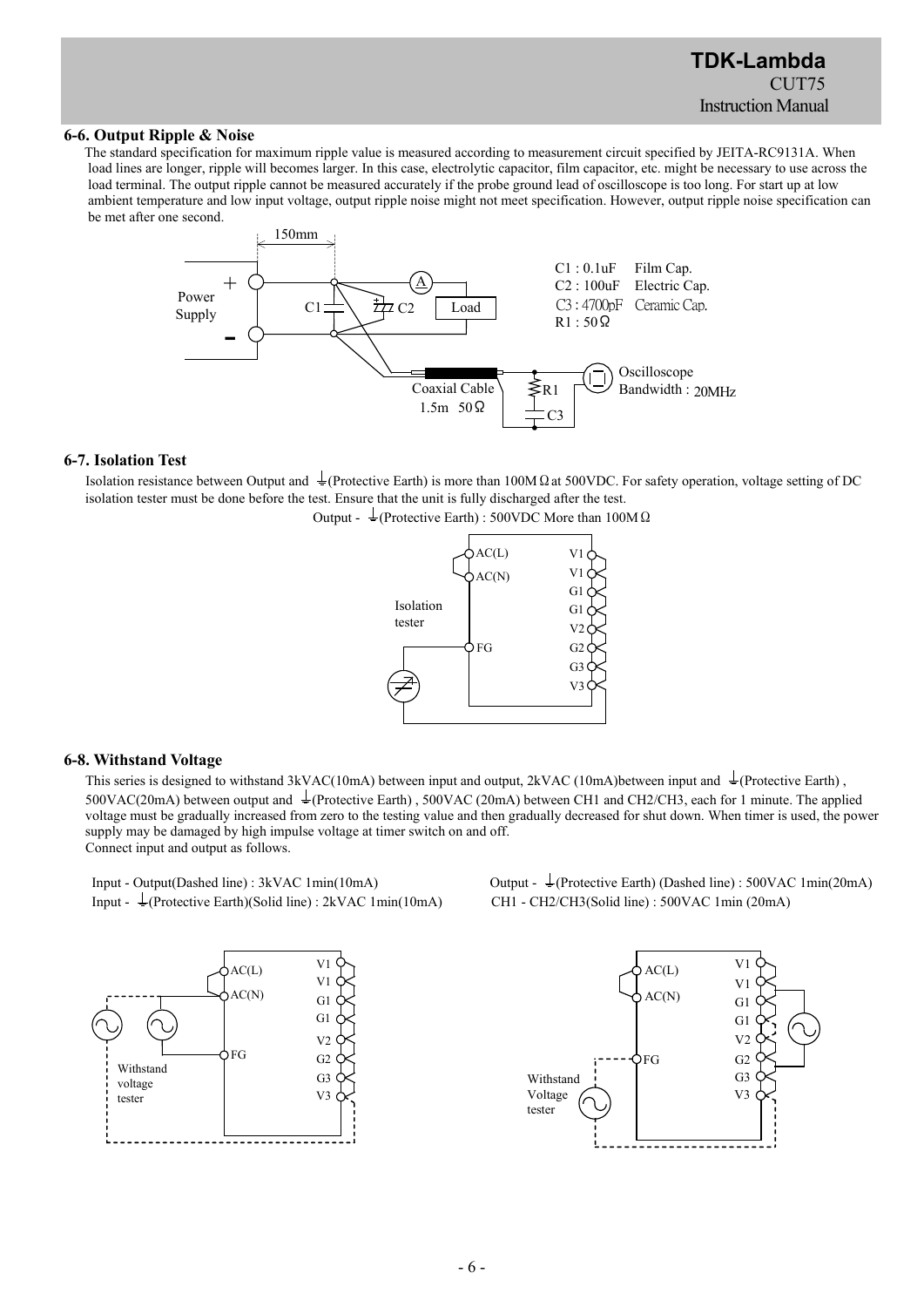## 6-6. Output Ripple & Noise

The standard specification for maximum ripple value is measured according to measurement circuit specified by JEITA-RC9131A. When load lines are longer, ripple will becomes larger. In this case, electrolytic capacitor, film capacitor, etc. might be necessary to use across the load terminal. The output ripple cannot be measured accurately if the probe ground lead of oscilloscope is too long. For start up at low ambient temperature and low input voltage, output ripple noise might not meet specification. However, output ripple noise specification can be met after one second.

C1 : 0.1uF Film Cap.
C2 : 100uF Electric Cap.
C3 : 4700pF Ceramic Cap.
R1 : 50Ω

Oscilloscope Bandwidth : 20MHz

Coaxial Cable 1.5m 50Ω

## 6-7. Isolation Test

Isolation resistance between Output and ⏚(Protective Earth) is more than 100MΩ at 500VDC. For safety operation, voltage setting of DC isolation tester must be done before the test. Ensure that the unit is fully discharged after the test.

Output - ⏚(Protective Earth) : 500VDC More than 100MΩ

## 6-8. Withstand Voltage

This series is designed to withstand 3kVAC(10mA) between input and output, 2kVAC (10mA)between input and ⏚(Protective Earth) , 500VAC(20mA) between output and ⏚(Protective Earth) , 500VAC (20mA) between CH1 and CH2/CH3, each for 1 minute. The applied voltage must be gradually increased from zero to the testing value and then gradually decreased for shut down. When timer is used, the power supply may be damaged by high impulse voltage at timer switch on and off.

Connect input and output as follows.

Input - Output(Dashed line) : 3kVAC 1min(10mA)
Input - ⏚(Protective Earth)(Solid line) : 2kVAC 1min(10mA)

Output - ⏚(Protective Earth) (Dashed line) : 500VAC 1min(20mA)
CH1 - CH2/CH3(Solid line) : 500VAC 1min (20mA)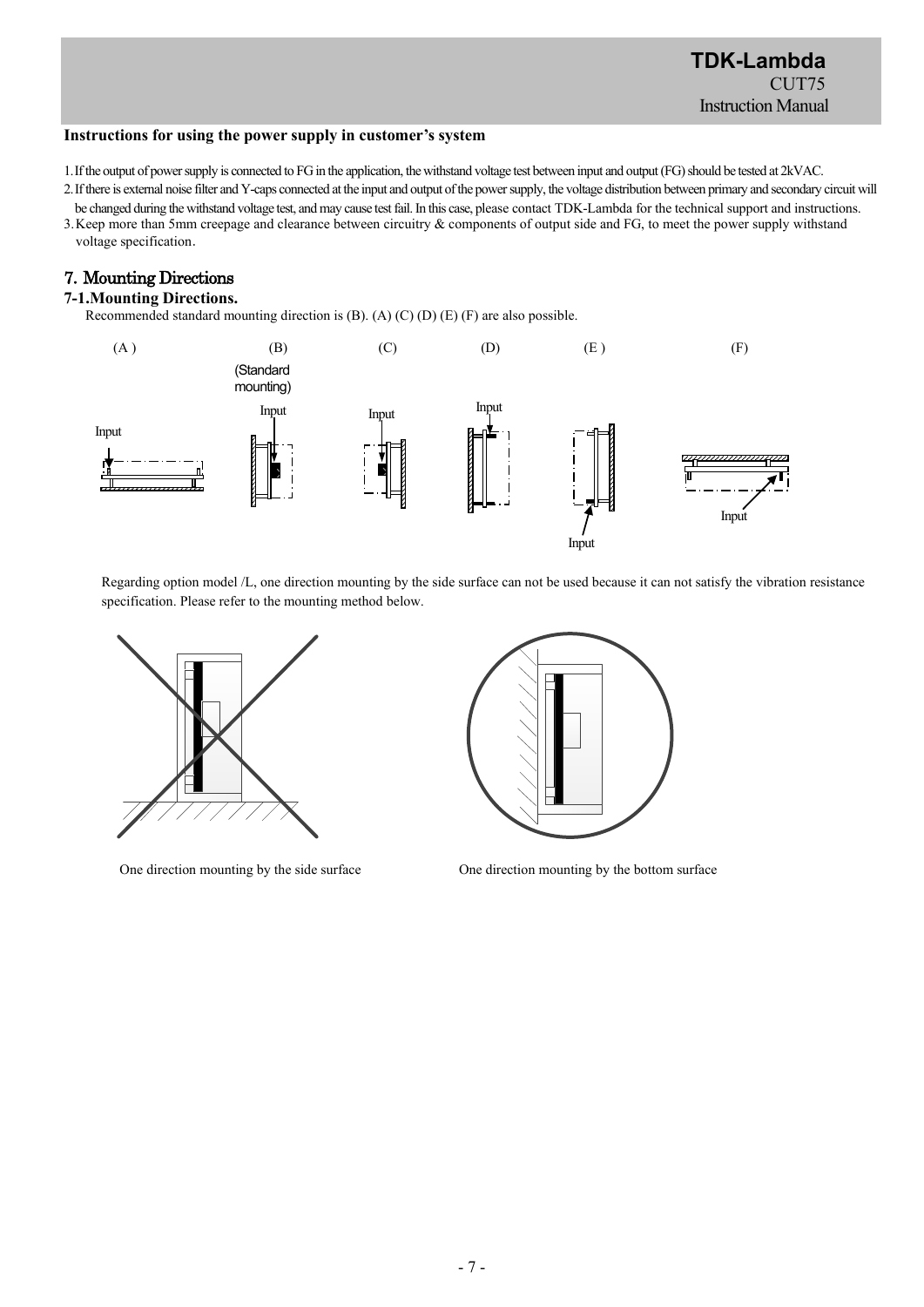**Instructions for using the power supply in customer's system**

1. If the output of power supply is connected to FG in the application, the withstand voltage test between input and output (FG) should be tested at 2kVAC.
2. If there is external noise filter and Y-caps connected at the input and output of the power supply, the voltage distribution between primary and secondary circuit will be changed during the withstand voltage test, and may cause test fail. In this case, please contact TDK-Lambda for the technical support and instructions.
3. Keep more than 5mm creepage and clearance between circuitry & components of output side and FG, to meet the power supply withstand voltage specification.

## 7. Mounting Directions

### 7-1.Mounting Directions.

Recommended standard mounting direction is (B). (A) (C) (D) (E) (F) are also possible.

(A) (B) (Standard mounting) (C) (D) (E) (F)

Input Input Input Input Input Input

Regarding option model /L, one direction mounting by the side surface can not be used because it can not satisfy the vibration resistance specification. Please refer to the mounting method below.

One direction mounting by the side surface

One direction mounting by the bottom surface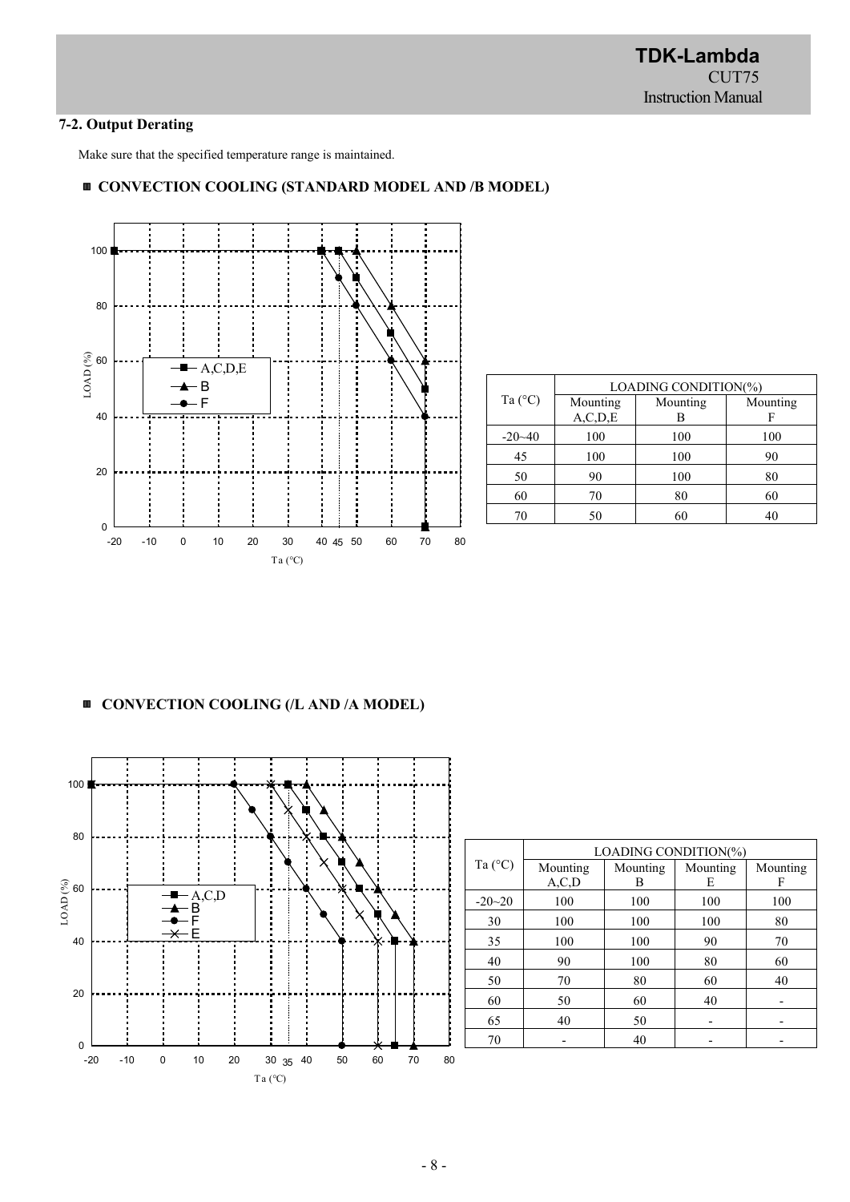## 7-2. Output Derating

Make sure that the specified temperature range is maintained.

### ■ CONVECTION COOLING (STANDARD MODEL AND /B MODEL)

| Ta (°C) | LOADING CONDITION(%) | | |
|---|---|---|---|
| | Mounting A,C,D,E | Mounting B | Mounting F |
| -20~40 | 100 | 100 | 100 |
| 45 | 100 | 100 | 90 |
| 50 | 90 | 100 | 80 |
| 60 | 70 | 80 | 60 |
| 70 | 50 | 60 | 40 |

### ■ CONVECTION COOLING (/L AND /A MODEL)

| Ta (°C) | LOADING CONDITION(%) | | | |
|---|---|---|---|---|
| | Mounting A,C,D | Mounting B | Mounting E | Mounting F |
| -20~20 | 100 | 100 | 100 | 100 |
| 30 | 100 | 100 | 100 | 80 |
| 35 | 100 | 100 | 90 | 70 |
| 40 | 90 | 100 | 80 | 60 |
| 50 | 70 | 80 | 60 | 40 |
| 60 | 50 | 60 | 40 | - |
| 65 | 40 | 50 | - | - |
| 70 | - | 40 | - | - |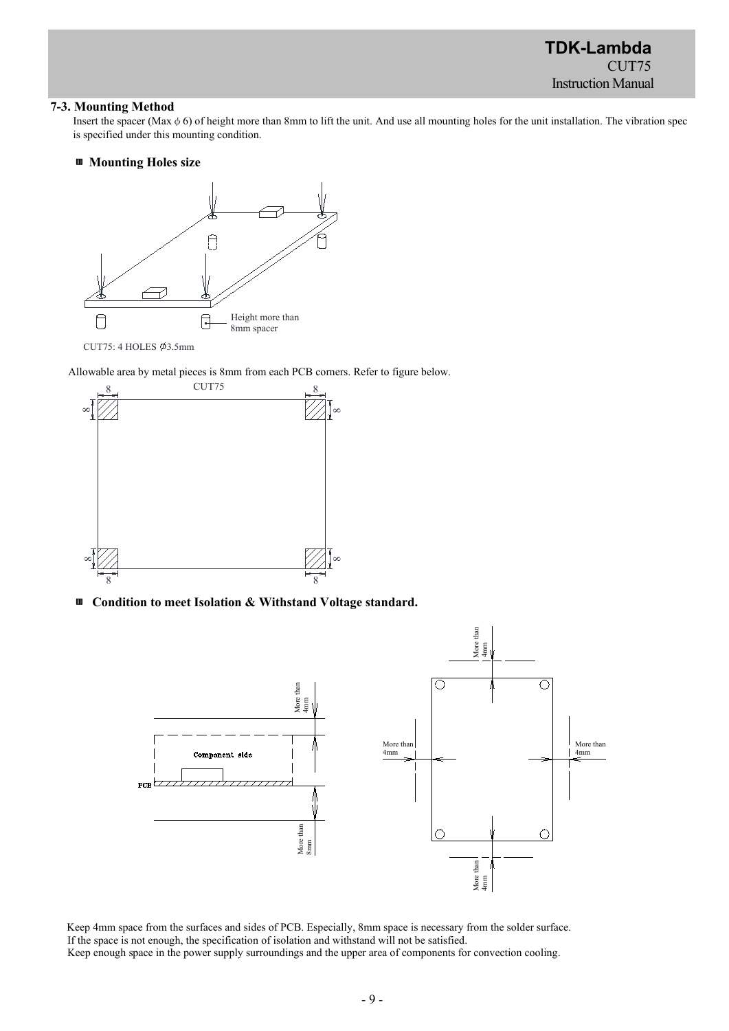### 7-3. Mounting Method

Insert the spacer (Max ϕ 6) of height more than 8mm to lift the unit. And use all mounting holes for the unit installation. The vibration spec is specified under this mounting condition.

■ **Mounting Holes size**

Height more than 8mm spacer

CUT75: 4 HOLES ∅3.5mm

Allowable area by metal pieces is 8mm from each PCB corners. Refer to figure below.

CUT75

■ **Condition to meet Isolation & Withstand Voltage standard.**

Component side

PCB

More than 4mm

More than 8mm

Keep 4mm space from the surfaces and sides of PCB. Especially, 8mm space is necessary from the solder surface.
If the space is not enough, the specification of isolation and withstand will not be satisfied.
Keep enough space in the power supply surroundings and the upper area of components for convection cooling.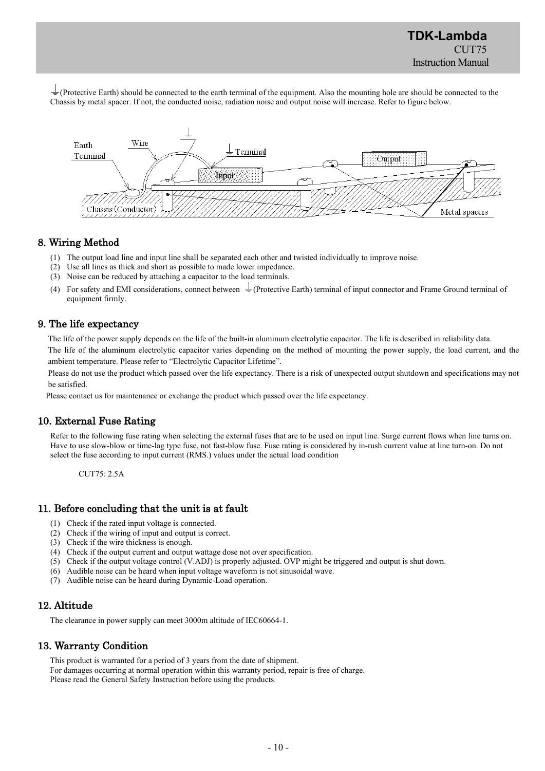⏚(Protective Earth) should be connected to the earth terminal of the equipment. Also the mounting hole are should be connected to the Chassis by metal spacer. If not, the conducted noise, radiation noise and output noise will increase. Refer to figure below.

## 8. Wiring Method

(1) The output load line and input line shall be separated each other and twisted individually to improve noise.
(2) Use all lines as thick and short as possible to made lower impedance.
(3) Noise can be reduced by attaching a capacitor to the load terminals.
(4) For safety and EMI considerations, connect between ⏚(Protective Earth) terminal of input connector and Frame Ground terminal of equipment firmly.

## 9. The life expectancy

The life of the power supply depends on the life of the built-in aluminum electrolytic capacitor. The life is described in reliability data.
The life of the aluminum electrolytic capacitor varies depending on the method of mounting the power supply, the load current, and the ambient temperature. Please refer to "Electrolytic Capacitor Lifetime".
Please do not use the product which passed over the life expectancy. There is a risk of unexpected output shutdown and specifications may not be satisfied.
Please contact us for maintenance or exchange the product which passed over the life expectancy.

## 10. External Fuse Rating

Refer to the following fuse rating when selecting the external fuses that are to be used on input line. Surge current flows when line turns on. Have to use slow-blow or time-lag type fuse, not fast-blow fuse. Fuse rating is considered by in-rush current value at line turn-on. Do not select the fuse according to input current (RMS.) values under the actual load condition

CUT75: 2.5A

## 11. Before concluding that the unit is at fault

(1) Check if the rated input voltage is connected.
(2) Check if the wiring of input and output is correct.
(3) Check if the wire thickness is enough.
(4) Check if the output current and output wattage dose not over specification.
(5) Check if the output voltage control (V.ADJ) is properly adjusted. OVP might be triggered and output is shut down.
(6) Audible noise can be heard when input voltage waveform is not sinusoidal wave.
(7) Audible noise can be heard during Dynamic-Load operation.

## 12. Altitude

The clearance in power supply can meet 3000m altitude of IEC60664-1.

## 13. Warranty Condition

This product is warranted for a period of 3 years from the date of shipment.
For damages occurring at normal operation within this warranty period, repair is free of charge.
Please read the General Safety Instruction before using the products.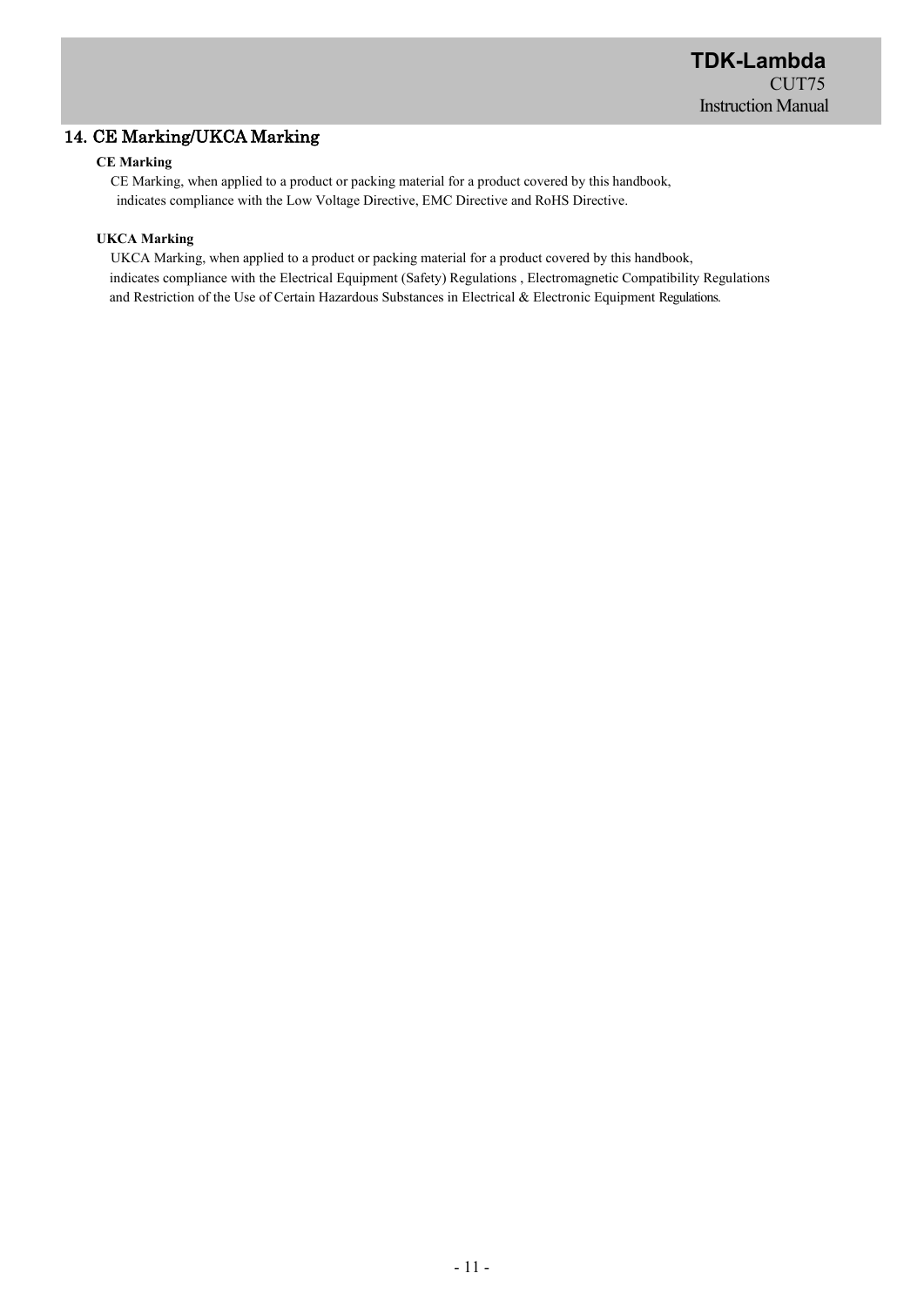## 14. CE Marking/UKCA Marking

**CE Marking**

CE Marking, when applied to a product or packing material for a product covered by this handbook, indicates compliance with the Low Voltage Directive, EMC Directive and RoHS Directive.

**UKCA Marking**

UKCA Marking, when applied to a product or packing material for a product covered by this handbook, indicates compliance with the Electrical Equipment (Safety) Regulations , Electromagnetic Compatibility Regulations and Restriction of the Use of Certain Hazardous Substances in Electrical & Electronic Equipment Regulations.